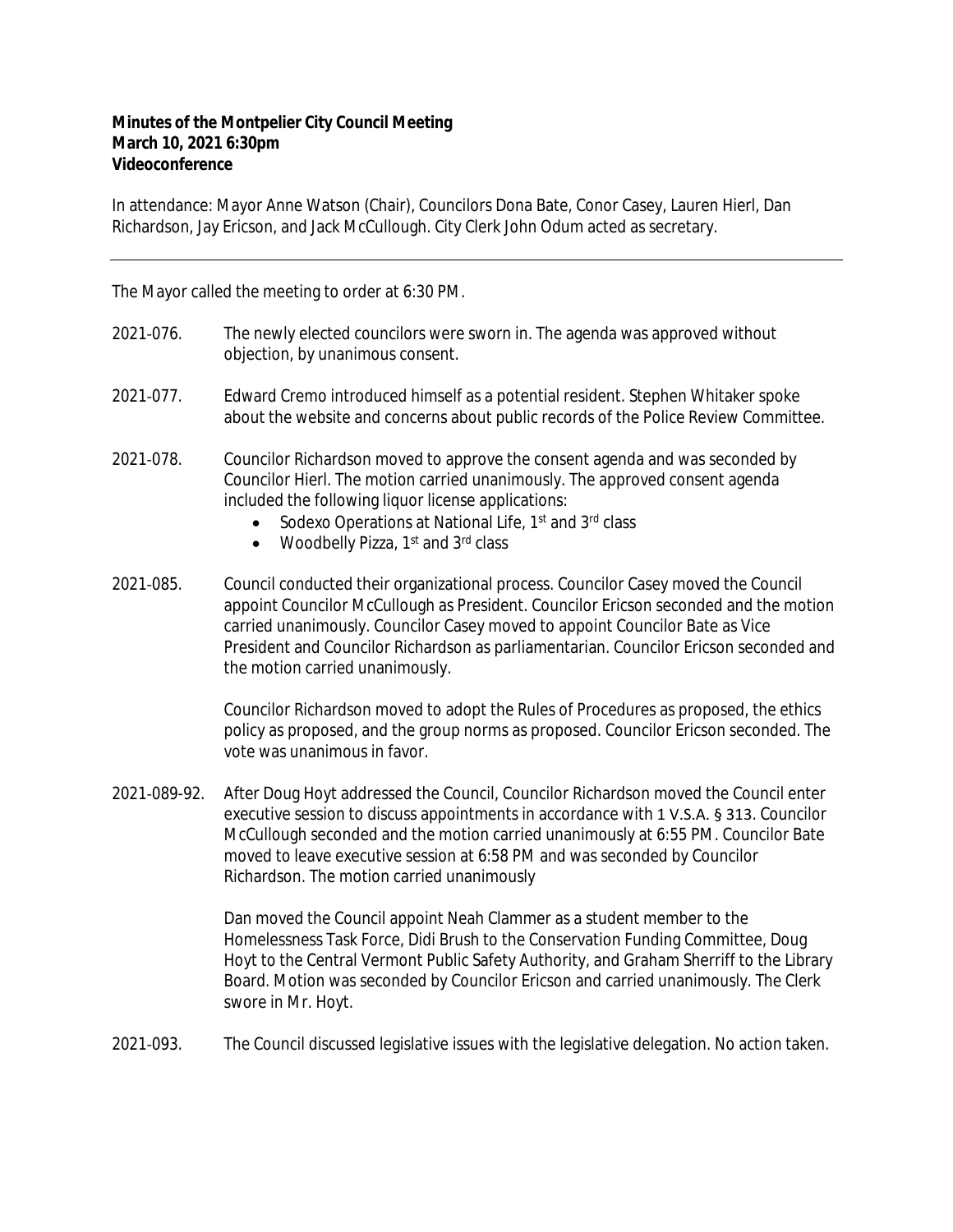**Minutes of the Montpelier City Council Meeting**
**March 10, 2021 6:30pm**
**Videoconference**

In attendance: Mayor Anne Watson (Chair), Councilors Dona Bate, Conor Casey, Lauren Hierl, Dan Richardson, Jay Ericson, and Jack McCullough. City Clerk John Odum acted as secretary.

---

The Mayor called the meeting to order at 6:30 PM.

2021-076. The newly elected councilors were sworn in. The agenda was approved without objection, by unanimous consent.

2021-077. Edward Cremo introduced himself as a potential resident. Stephen Whitaker spoke about the website and concerns about public records of the Police Review Committee.

2021-078. Councilor Richardson moved to approve the consent agenda and was seconded by Councilor Hierl. The motion carried unanimously. The approved consent agenda included the following liquor license applications:

- Sodexo Operations at National Life, 1st and 3rd class
- Woodbelly Pizza, 1st and 3rd class

2021-085. Council conducted their organizational process. Councilor Casey moved the Council appoint Councilor McCullough as President. Councilor Ericson seconded and the motion carried unanimously. Councilor Casey moved to appoint Councilor Bate as Vice President and Councilor Richardson as parliamentarian. Councilor Ericson seconded and the motion carried unanimously.

Councilor Richardson moved to adopt the Rules of Procedures as proposed, the ethics policy as proposed, and the group norms as proposed. Councilor Ericson seconded. The vote was unanimous in favor.

2021-089-92. After Doug Hoyt addressed the Council, Councilor Richardson moved the Council enter executive session to discuss appointments in accordance with 1 V.S.A. § 313. Councilor McCullough seconded and the motion carried unanimously at 6:55 PM. Councilor Bate moved to leave executive session at 6:58 PM and was seconded by Councilor Richardson. The motion carried unanimously

Dan moved the Council appoint Neah Clammer as a student member to the Homelessness Task Force, Didi Brush to the Conservation Funding Committee, Doug Hoyt to the Central Vermont Public Safety Authority, and Graham Sherriff to the Library Board. Motion was seconded by Councilor Ericson and carried unanimously. The Clerk swore in Mr. Hoyt.

2021-093. The Council discussed legislative issues with the legislative delegation. No action taken.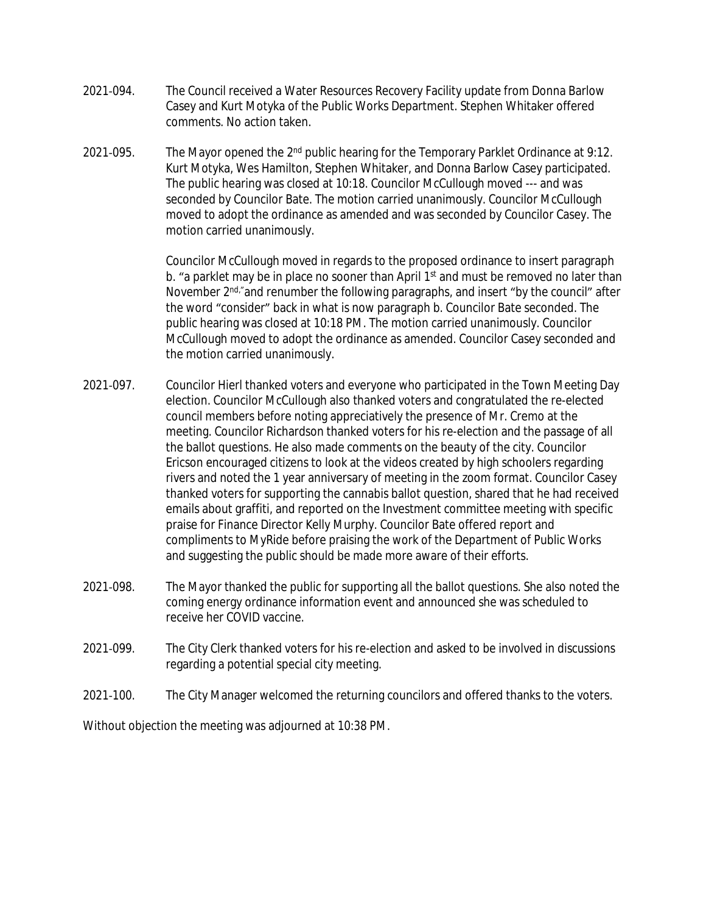2021-094. The Council received a Water Resources Recovery Facility update from Donna Barlow Casey and Kurt Motyka of the Public Works Department. Stephen Whitaker offered comments. No action taken.

2021-095. The Mayor opened the 2nd public hearing for the Temporary Parklet Ordinance at 9:12. Kurt Motyka, Wes Hamilton, Stephen Whitaker, and Donna Barlow Casey participated. The public hearing was closed at 10:18. Councilor McCullough moved --- and was seconded by Councilor Bate. The motion carried unanimously. Councilor McCullough moved to adopt the ordinance as amended and was seconded by Councilor Casey. The motion carried unanimously.

Councilor McCullough moved in regards to the proposed ordinance to insert paragraph b. "a parklet may be in place no sooner than April 1st and must be removed no later than November 2nd," and renumber the following paragraphs, and insert "by the council" after the word "consider" back in what is now paragraph b. Councilor Bate seconded. The public hearing was closed at 10:18 PM. The motion carried unanimously. Councilor McCullough moved to adopt the ordinance as amended. Councilor Casey seconded and the motion carried unanimously.

2021-097. Councilor Hierl thanked voters and everyone who participated in the Town Meeting Day election. Councilor McCullough also thanked voters and congratulated the re-elected council members before noting appreciatively the presence of Mr. Cremo at the meeting. Councilor Richardson thanked voters for his re-election and the passage of all the ballot questions. He also made comments on the beauty of the city. Councilor Ericson encouraged citizens to look at the videos created by high schoolers regarding rivers and noted the 1 year anniversary of meeting in the zoom format. Councilor Casey thanked voters for supporting the cannabis ballot question, shared that he had received emails about graffiti, and reported on the Investment committee meeting with specific praise for Finance Director Kelly Murphy. Councilor Bate offered report and compliments to MyRide before praising the work of the Department of Public Works and suggesting the public should be made more aware of their efforts.

2021-098. The Mayor thanked the public for supporting all the ballot questions. She also noted the coming energy ordinance information event and announced she was scheduled to receive her COVID vaccine.

2021-099. The City Clerk thanked voters for his re-election and asked to be involved in discussions regarding a potential special city meeting.

2021-100. The City Manager welcomed the returning councilors and offered thanks to the voters.

Without objection the meeting was adjourned at 10:38 PM.